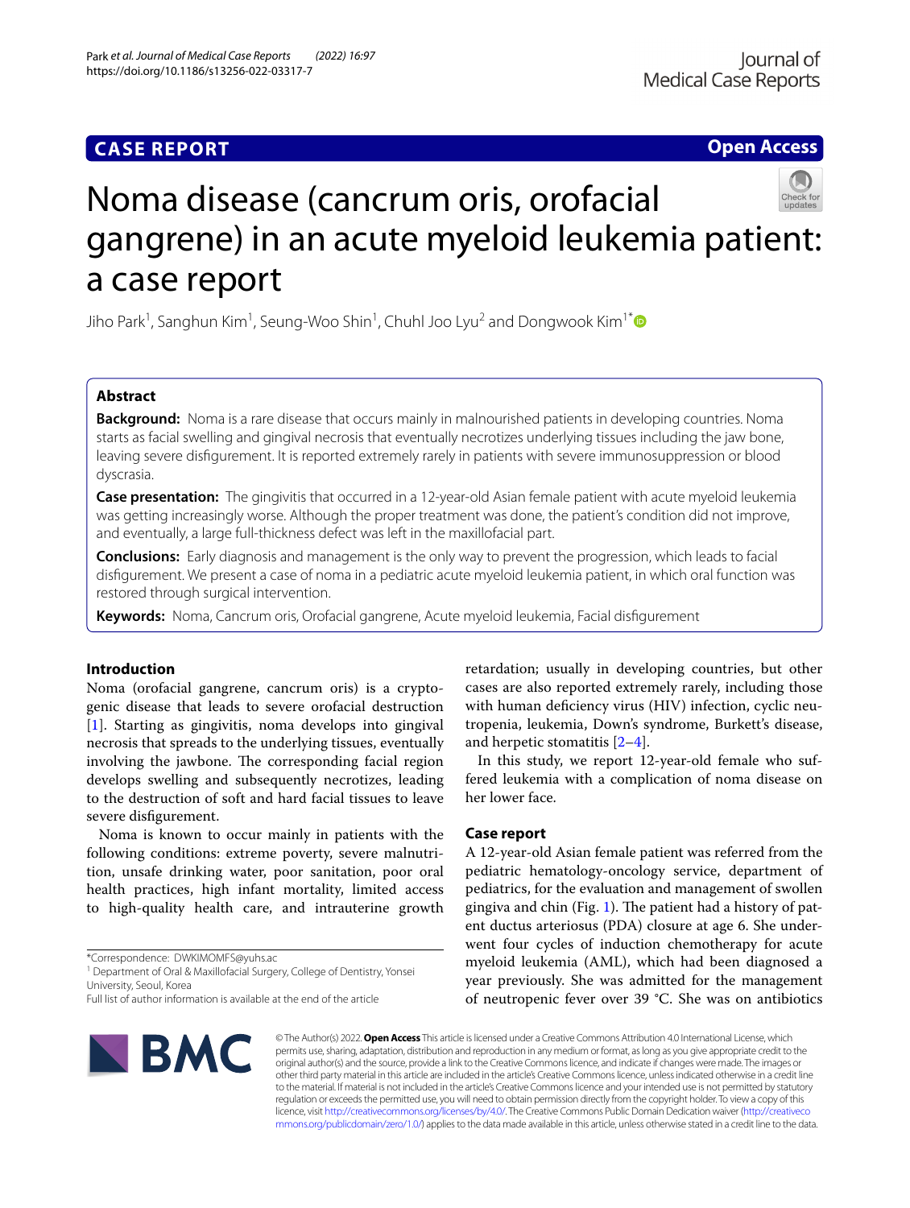**CASE REPORT** **Open Access**

# Noma disease (cancrum oris, orofacial gangrene) in an acute myeloid leukemia patient: a case report

Jiho Park[1], Sanghun Kim[1], Seung-Woo Shin[1], Chuhl Joo Lyu[2] and Dongwook Kim[1*]

## Abstract

**Background:** Noma is a rare disease that occurs mainly in malnourished patients in developing countries. Noma starts as facial swelling and gingival necrosis that eventually necrotizes underlying tissues including the jaw bone, leaving severe disfigurement. It is reported extremely rarely in patients with severe immunosuppression or blood dyscrasia.

**Case presentation:** The gingivitis that occurred in a 12-year-old Asian female patient with acute myeloid leukemia was getting increasingly worse. Although the proper treatment was done, the patient's condition did not improve, and eventually, a large full-thickness defect was left in the maxillofacial part.

**Conclusions:** Early diagnosis and management is the only way to prevent the progression, which leads to facial disfigurement. We present a case of noma in a pediatric acute myeloid leukemia patient, in which oral function was restored through surgical intervention.

**Keywords:** Noma, Cancrum oris, Orofacial gangrene, Acute myeloid leukemia, Facial disfigurement

## Introduction

Noma (orofacial gangrene, cancrum oris) is a cryptogenic disease that leads to severe orofacial destruction [1]. Starting as gingivitis, noma develops into gingival necrosis that spreads to the underlying tissues, eventually involving the jawbone. The corresponding facial region develops swelling and subsequently necrotizes, leading to the destruction of soft and hard facial tissues to leave severe disfigurement.

Noma is known to occur mainly in patients with the following conditions: extreme poverty, severe malnutrition, unsafe drinking water, poor sanitation, poor oral health practices, high infant mortality, limited access to high-quality health care, and intrauterine growth retardation; usually in developing countries, but other cases are also reported extremely rarely, including those with human deficiency virus (HIV) infection, cyclic neutropenia, leukemia, Down's syndrome, Burkett's disease, and herpetic stomatitis [2–4].

In this study, we report 12-year-old female who suffered leukemia with a complication of noma disease on her lower face.

## Case report

A 12-year-old Asian female patient was referred from the pediatric hematology-oncology service, department of pediatrics, for the evaluation and management of swollen gingiva and chin (Fig. 1). The patient had a history of patent ductus arteriosus (PDA) closure at age 6. She underwent four cycles of induction chemotherapy for acute myeloid leukemia (AML), which had been diagnosed a year previously. She was admitted for the management of neutropenic fever over 39 °C. She was on antibiotics

*Correspondence: DWKIMOMFS@yuhs.ac

[1] Department of Oral & Maxillofacial Surgery, College of Dentistry, Yonsei University, Seoul, Korea

Full list of author information is available at the end of the article

© The Author(s) 2022. **Open Access** This article is licensed under a Creative Commons Attribution 4.0 International License, which permits use, sharing, adaptation, distribution and reproduction in any medium or format, as long as you give appropriate credit to the original author(s) and the source, provide a link to the Creative Commons licence, and indicate if changes were made. The images or other third party material in this article are included in the article's Creative Commons licence, unless indicated otherwise in a credit line to the material. If material is not included in the article's Creative Commons licence and your intended use is not permitted by statutory regulation or exceeds the permitted use, you will need to obtain permission directly from the copyright holder. To view a copy of this licence, visit http://creativecommons.org/licenses/by/4.0/. The Creative Commons Public Domain Dedication waiver (http://creativecommons.org/publicdomain/zero/1.0/) applies to the data made available in this article, unless otherwise stated in a credit line to the data.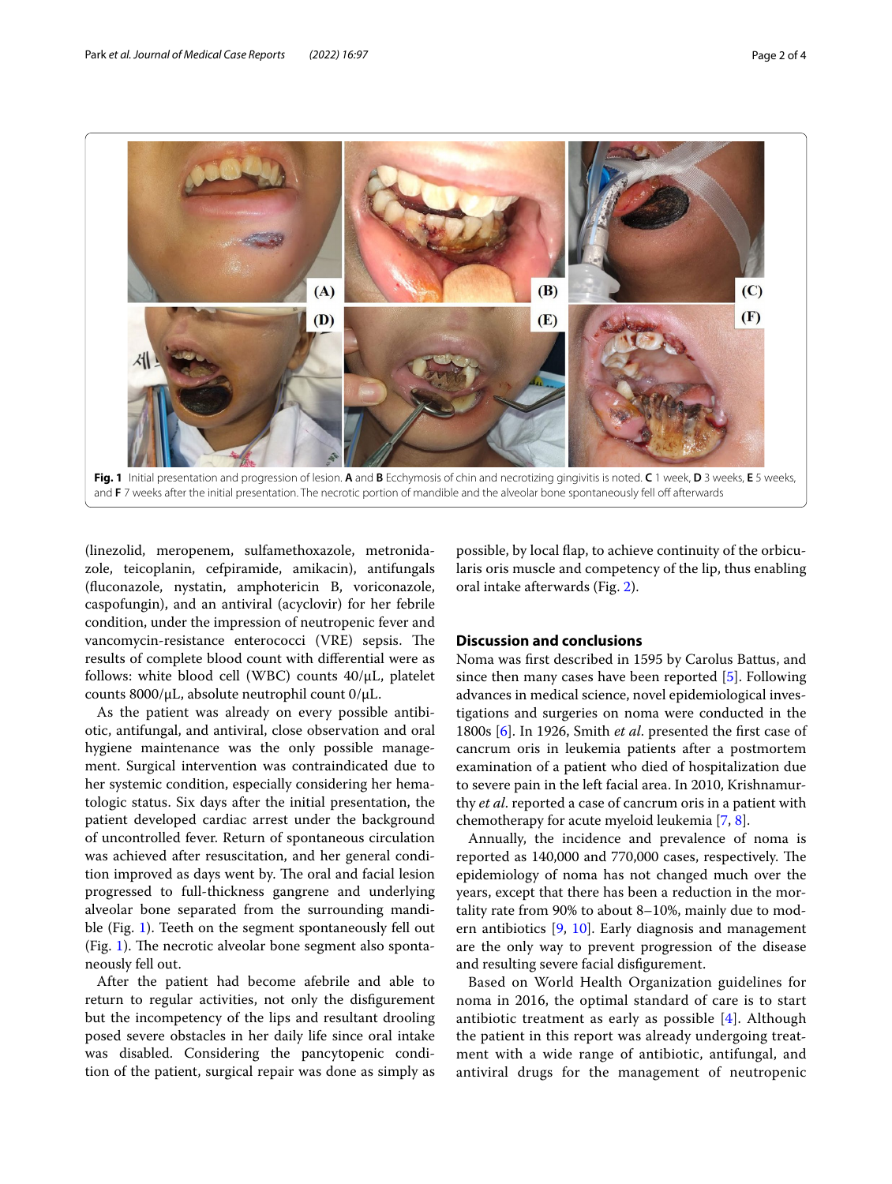**Fig. 1** Initial presentation and progression of lesion. **A** and **B** Ecchymosis of chin and necrotizing gingivitis is noted. **C** 1 week, **D** 3 weeks, **E** 5 weeks, and **F** 7 weeks after the initial presentation. The necrotic portion of mandible and the alveolar bone spontaneously fell off afterwards

(linezolid, meropenem, sulfamethoxazole, metronidazole, teicoplanin, cefpiramide, amikacin), antifungals (fluconazole, nystatin, amphotericin B, voriconazole, caspofungin), and an antiviral (acyclovir) for her febrile condition, under the impression of neutropenic fever and vancomycin-resistance enterococci (VRE) sepsis. The results of complete blood count with differential were as follows: white blood cell (WBC) counts 40/μL, platelet counts 8000/μL, absolute neutrophil count 0/μL.

As the patient was already on every possible antibiotic, antifungal, and antiviral, close observation and oral hygiene maintenance was the only possible management. Surgical intervention was contraindicated due to her systemic condition, especially considering her hematologic status. Six days after the initial presentation, the patient developed cardiac arrest under the background of uncontrolled fever. Return of spontaneous circulation was achieved after resuscitation, and her general condition improved as days went by. The oral and facial lesion progressed to full-thickness gangrene and underlying alveolar bone separated from the surrounding mandible (Fig. 1). Teeth on the segment spontaneously fell out (Fig. 1). The necrotic alveolar bone segment also spontaneously fell out.

After the patient had become afebrile and able to return to regular activities, not only the disfigurement but the incompetency of the lips and resultant drooling posed severe obstacles in her daily life since oral intake was disabled. Considering the pancytopenic condition of the patient, surgical repair was done as simply as possible, by local flap, to achieve continuity of the orbicularis oris muscle and competency of the lip, thus enabling oral intake afterwards (Fig. 2).

## Discussion and conclusions

Noma was first described in 1595 by Carolus Battus, and since then many cases have been reported [5]. Following advances in medical science, novel epidemiological investigations and surgeries on noma were conducted in the 1800s [6]. In 1926, Smith *et al*. presented the first case of cancrum oris in leukemia patients after a postmortem examination of a patient who died of hospitalization due to severe pain in the left facial area. In 2010, Krishnamurthy *et al*. reported a case of cancrum oris in a patient with chemotherapy for acute myeloid leukemia [7, 8].

Annually, the incidence and prevalence of noma is reported as 140,000 and 770,000 cases, respectively. The epidemiology of noma has not changed much over the years, except that there has been a reduction in the mortality rate from 90% to about 8–10%, mainly due to modern antibiotics [9, 10]. Early diagnosis and management are the only way to prevent progression of the disease and resulting severe facial disfigurement.

Based on World Health Organization guidelines for noma in 2016, the optimal standard of care is to start antibiotic treatment as early as possible [4]. Although the patient in this report was already undergoing treatment with a wide range of antibiotic, antifungal, and antiviral drugs for the management of neutropenic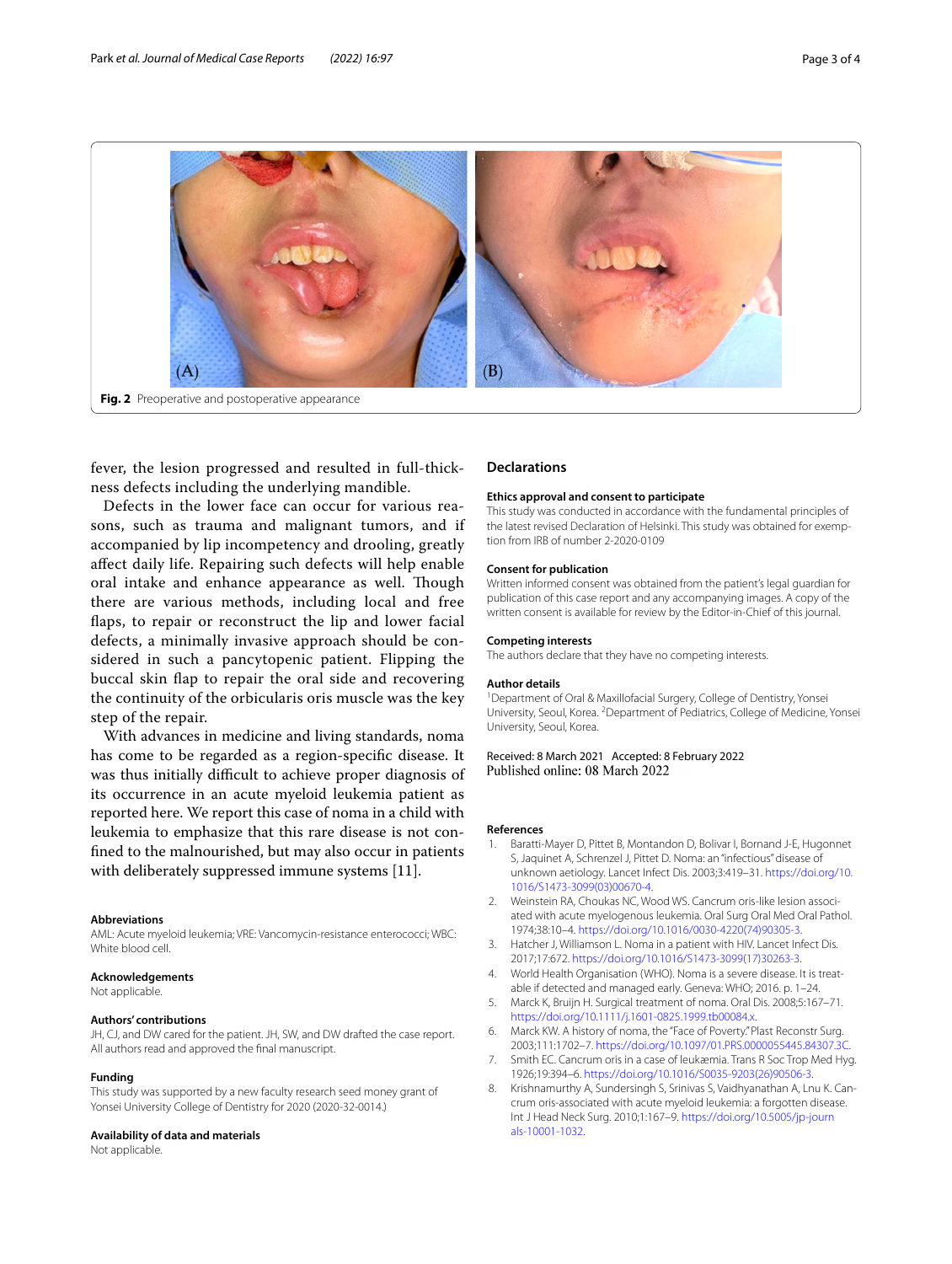Fig. 2 Preoperative and postoperative appearance

fever, the lesion progressed and resulted in full-thickness defects including the underlying mandible.

Defects in the lower face can occur for various reasons, such as trauma and malignant tumors, and if accompanied by lip incompetency and drooling, greatly affect daily life. Repairing such defects will help enable oral intake and enhance appearance as well. Though there are various methods, including local and free flaps, to repair or reconstruct the lip and lower facial defects, a minimally invasive approach should be considered in such a pancytopenic patient. Flipping the buccal skin flap to repair the oral side and recovering the continuity of the orbicularis oris muscle was the key step of the repair.

With advances in medicine and living standards, noma has come to be regarded as a region-specific disease. It was thus initially difficult to achieve proper diagnosis of its occurrence in an acute myeloid leukemia patient as reported here. We report this case of noma in a child with leukemia to emphasize that this rare disease is not confined to the malnourished, but may also occur in patients with deliberately suppressed immune systems [11].

### Abbreviations

AML: Acute myeloid leukemia; VRE: Vancomycin-resistance enterococci; WBC: White blood cell.

### Acknowledgements

Not applicable.

### Authors' contributions

JH, CJ, and DW cared for the patient. JH, SW, and DW drafted the case report. All authors read and approved the final manuscript.

### Funding

This study was supported by a new faculty research seed money grant of Yonsei University College of Dentistry for 2020 (2020-32-0014.)

### Availability of data and materials

Not applicable.

## Declarations

### Ethics approval and consent to participate

This study was conducted in accordance with the fundamental principles of the latest revised Declaration of Helsinki. This study was obtained for exemption from IRB of number 2-2020-0109

### Consent for publication

Written informed consent was obtained from the patient's legal guardian for publication of this case report and any accompanying images. A copy of the written consent is available for review by the Editor-in-Chief of this journal.

### Competing interests

The authors declare that they have no competing interests.

### Author details

[1]Department of Oral & Maxillofacial Surgery, College of Dentistry, Yonsei University, Seoul, Korea. [2]Department of Pediatrics, College of Medicine, Yonsei University, Seoul, Korea.

Received: 8 March 2021 Accepted: 8 February 2022
Published online: 08 March 2022

## References

1. Baratti-Mayer D, Pittet B, Montandon D, Bolivar I, Bornand J-E, Hugonnet S, Jaquinet A, Schrenzel J, Pittet D. Noma: an "infectious" disease of unknown aetiology. Lancet Infect Dis. 2003;3:419–31. https://doi.org/10.1016/S1473-3099(03)00670-4.
2. Weinstein RA, Choukas NC, Wood WS. Cancrum oris-like lesion associated with acute myelogenous leukemia. Oral Surg Oral Med Oral Pathol. 1974;38:10–4. https://doi.org/10.1016/0030-4220(74)90305-3.
3. Hatcher J, Williamson L. Noma in a patient with HIV. Lancet Infect Dis. 2017;17:672. https://doi.org/10.1016/S1473-3099(17)30263-3.
4. World Health Organisation (WHO). Noma is a severe disease. It is treatable if detected and managed early. Geneva: WHO; 2016. p. 1–24.
5. Marck K, Bruijn H. Surgical treatment of noma. Oral Dis. 2008;5:167–71. https://doi.org/10.1111/j.1601-0825.1999.tb00084.x.
6. Marck KW. A history of noma, the "Face of Poverty." Plast Reconstr Surg. 2003;111:1702–7. https://doi.org/10.1097/01.PRS.0000055445.84307.3C.
7. Smith EC. Cancrum oris in a case of leukæmia. Trans R Soc Trop Med Hyg. 1926;19:394–6. https://doi.org/10.1016/S0035-9203(26)90506-3.
8. Krishnamurthy A, Sundersingh S, Srinivas S, Vaidhyanathan A, Lnu K. Cancrum oris-associated with acute myeloid leukemia: a forgotten disease. Int J Head Neck Surg. 2010;1:167–9. https://doi.org/10.5005/jp-journals-10001-1032.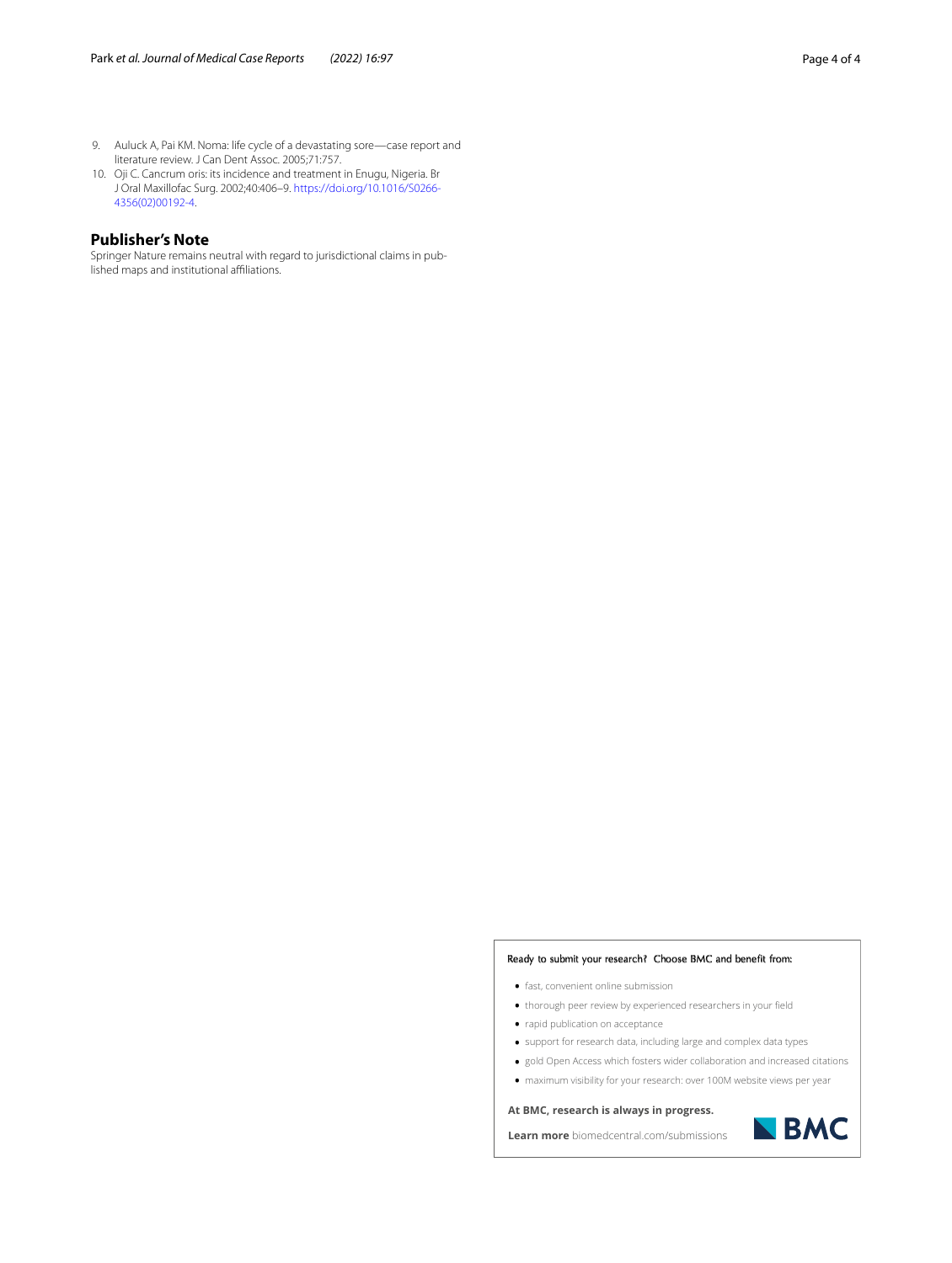9. Auluck A, Pai KM. Noma: life cycle of a devastating sore—case report and literature review. J Can Dent Assoc. 2005;71:757.
10. Oji C. Cancrum oris: its incidence and treatment in Enugu, Nigeria. Br J Oral Maxillofac Surg. 2002;40:406–9. https://doi.org/10.1016/S0266-4356(02)00192-4.

## Publisher's Note

Springer Nature remains neutral with regard to jurisdictional claims in published maps and institutional affiliations.

Ready to submit your research? Choose BMC and benefit from:

- fast, convenient online submission
- thorough peer review by experienced researchers in your field
- rapid publication on acceptance
- support for research data, including large and complex data types
- gold Open Access which fosters wider collaboration and increased citations
- maximum visibility for your research: over 100M website views per year

**At BMC, research is always in progress.**

**Learn more** biomedcentral.com/submissions

BMC